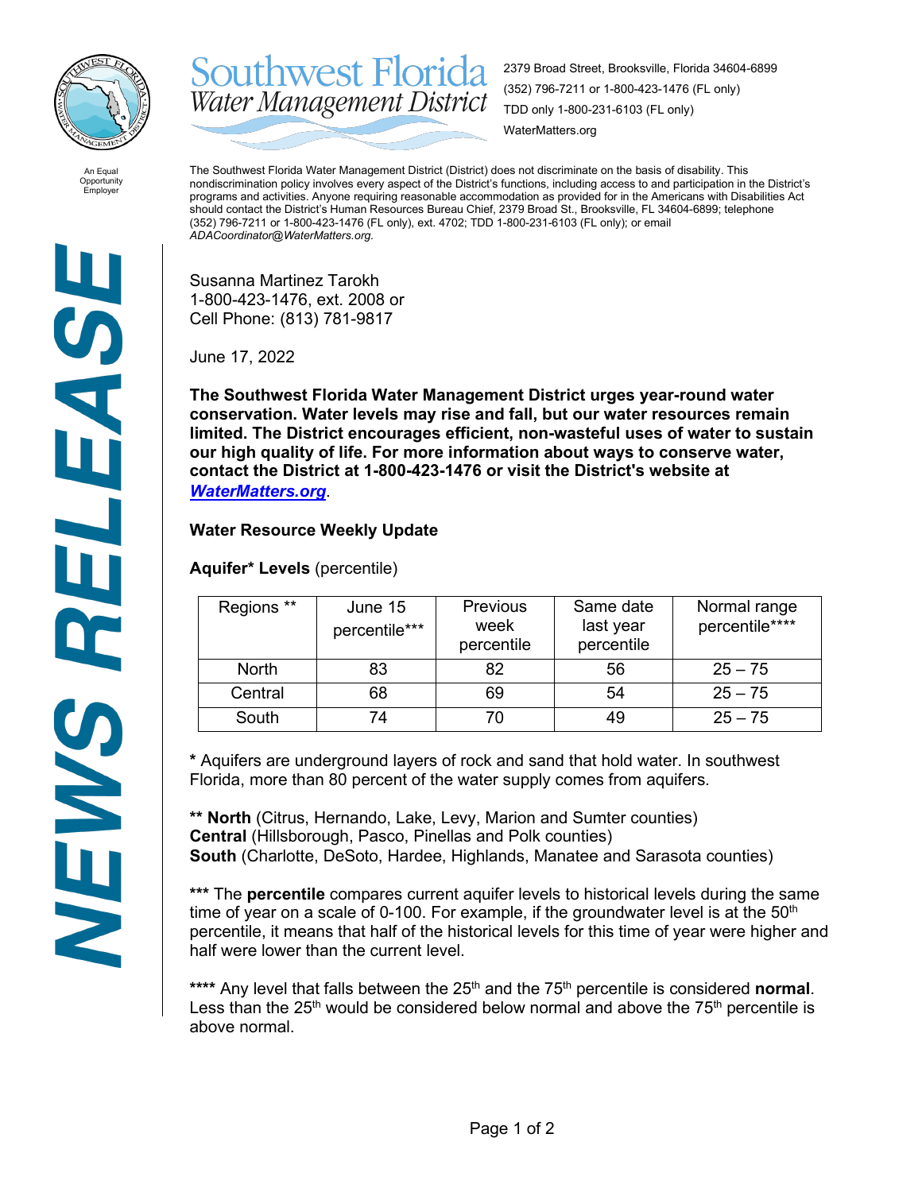Southwest Florida Water Management District

2379 Broad Street, Brooksville, Florida 34604-6899
(352) 796-7211 or 1-800-423-1476 (FL only)
TDD only 1-800-231-6103 (FL only)
WaterMatters.org

An Equal Opportunity Employer

The Southwest Florida Water Management District (District) does not discriminate on the basis of disability. This nondiscrimination policy involves every aspect of the District's functions, including access to and participation in the District's programs and activities. Anyone requiring reasonable accommodation as provided for in the Americans with Disabilities Act should contact the District's Human Resources Bureau Chief, 2379 Broad St., Brooksville, FL 34604-6899; telephone (352) 796-7211 or 1-800-423-1476 (FL only), ext. 4702; TDD 1-800-231-6103 (FL only); or email *ADACoordinator@WaterMatters.org.*

# NEWS RELEASE

Susanna Martinez Tarokh
1-800-423-1476, ext. 2008 or
Cell Phone: (813) 781-9817

June 17, 2022

**The Southwest Florida Water Management District urges year-round water conservation. Water levels may rise and fall, but our water resources remain limited. The District encourages efficient, non-wasteful uses of water to sustain our high quality of life. For more information about ways to conserve water, contact the District at 1-800-423-1476 or visit the District's website at *WaterMatters.org*.**

**Water Resource Weekly Update**

**Aquifer* Levels** (percentile)

| Regions ** | June 15 percentile*** | Previous week percentile | Same date last year percentile | Normal range percentile**** |
|---|---|---|---|---|
| North | 83 | 82 | 56 | 25 – 75 |
| Central | 68 | 69 | 54 | 25 – 75 |
| South | 74 | 70 | 49 | 25 – 75 |

**\*** Aquifers are underground layers of rock and sand that hold water. In southwest Florida, more than 80 percent of the water supply comes from aquifers.

**\*\* North** (Citrus, Hernando, Lake, Levy, Marion and Sumter counties)
**Central** (Hillsborough, Pasco, Pinellas and Polk counties)
**South** (Charlotte, DeSoto, Hardee, Highlands, Manatee and Sarasota counties)

**\*\*\*** The **percentile** compares current aquifer levels to historical levels during the same time of year on a scale of 0-100. For example, if the groundwater level is at the 50th percentile, it means that half of the historical levels for this time of year were higher and half were lower than the current level.

**\*\*\*\*** Any level that falls between the 25th and the 75th percentile is considered **normal**. Less than the 25th would be considered below normal and above the 75th percentile is above normal.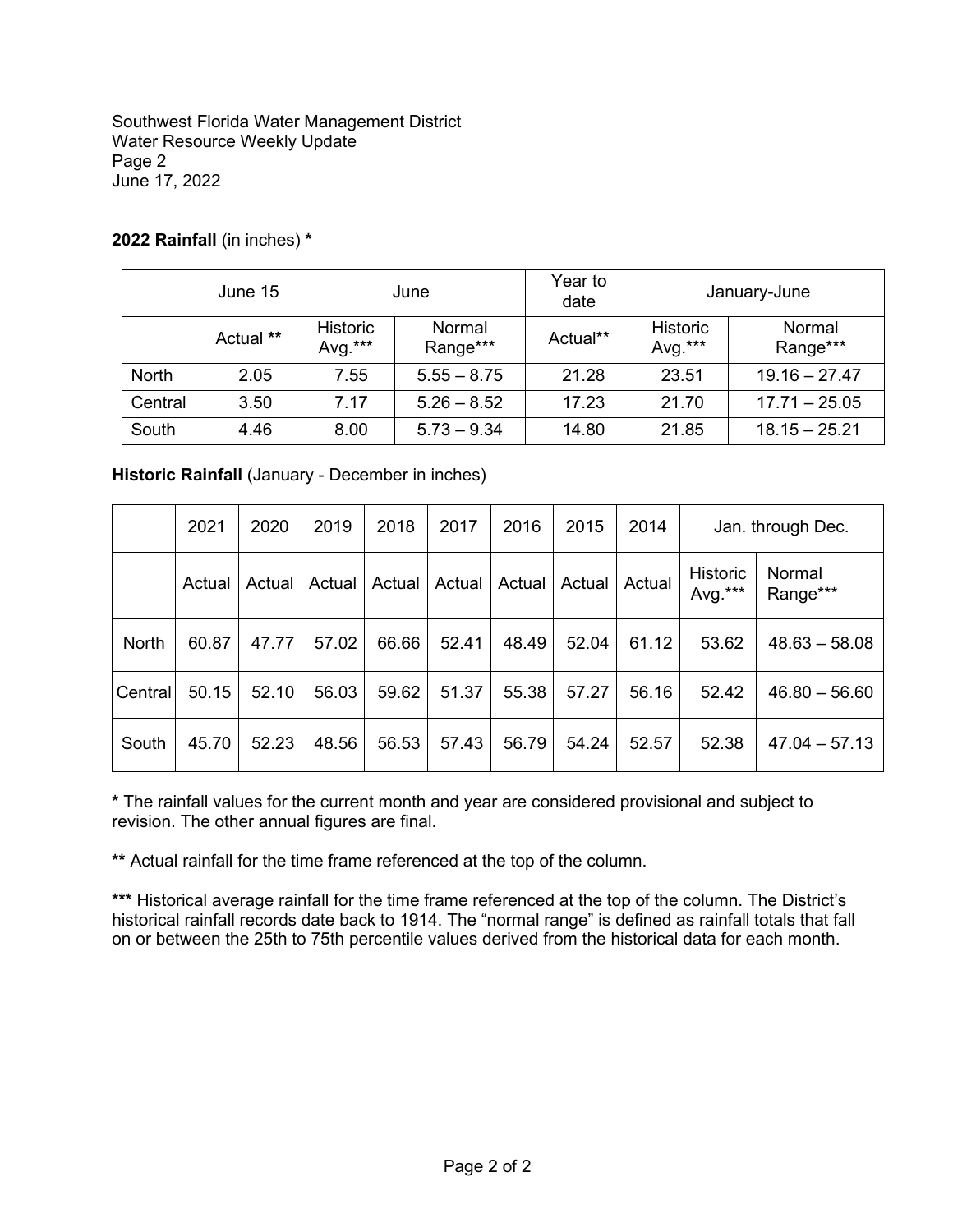Southwest Florida Water Management District
Water Resource Weekly Update
Page 2
June 17, 2022

**2022 Rainfall** (in inches) *

| | June 15 | June | | Year to date | January-June | |
|---|---|---|---|---|---|---|
| | Actual ** | Historic Avg.*** | Normal Range*** | Actual** | Historic Avg.*** | Normal Range*** |
| North | 2.05 | 7.55 | 5.55 – 8.75 | 21.28 | 23.51 | 19.16 – 27.47 |
| Central | 3.50 | 7.17 | 5.26 – 8.52 | 17.23 | 21.70 | 17.71 – 25.05 |
| South | 4.46 | 8.00 | 5.73 – 9.34 | 14.80 | 21.85 | 18.15 – 25.21 |

**Historic Rainfall** (January - December in inches)

| | 2021 | 2020 | 2019 | 2018 | 2017 | 2016 | 2015 | 2014 | Jan. through Dec. | |
|---|---|---|---|---|---|---|---|---|---|---|
| | Actual | Actual | Actual | Actual | Actual | Actual | Actual | Actual | Historic Avg.*** | Normal Range*** |
| North | 60.87 | 47.77 | 57.02 | 66.66 | 52.41 | 48.49 | 52.04 | 61.12 | 53.62 | 48.63 – 58.08 |
| Central | 50.15 | 52.10 | 56.03 | 59.62 | 51.37 | 55.38 | 57.27 | 56.16 | 52.42 | 46.80 – 56.60 |
| South | 45.70 | 52.23 | 48.56 | 56.53 | 57.43 | 56.79 | 54.24 | 52.57 | 52.38 | 47.04 – 57.13 |

**\*** The rainfall values for the current month and year are considered provisional and subject to revision. The other annual figures are final.

**\*\*** Actual rainfall for the time frame referenced at the top of the column.

**\*\*\*** Historical average rainfall for the time frame referenced at the top of the column. The District's historical rainfall records date back to 1914. The "normal range" is defined as rainfall totals that fall on or between the 25th to 75th percentile values derived from the historical data for each month.